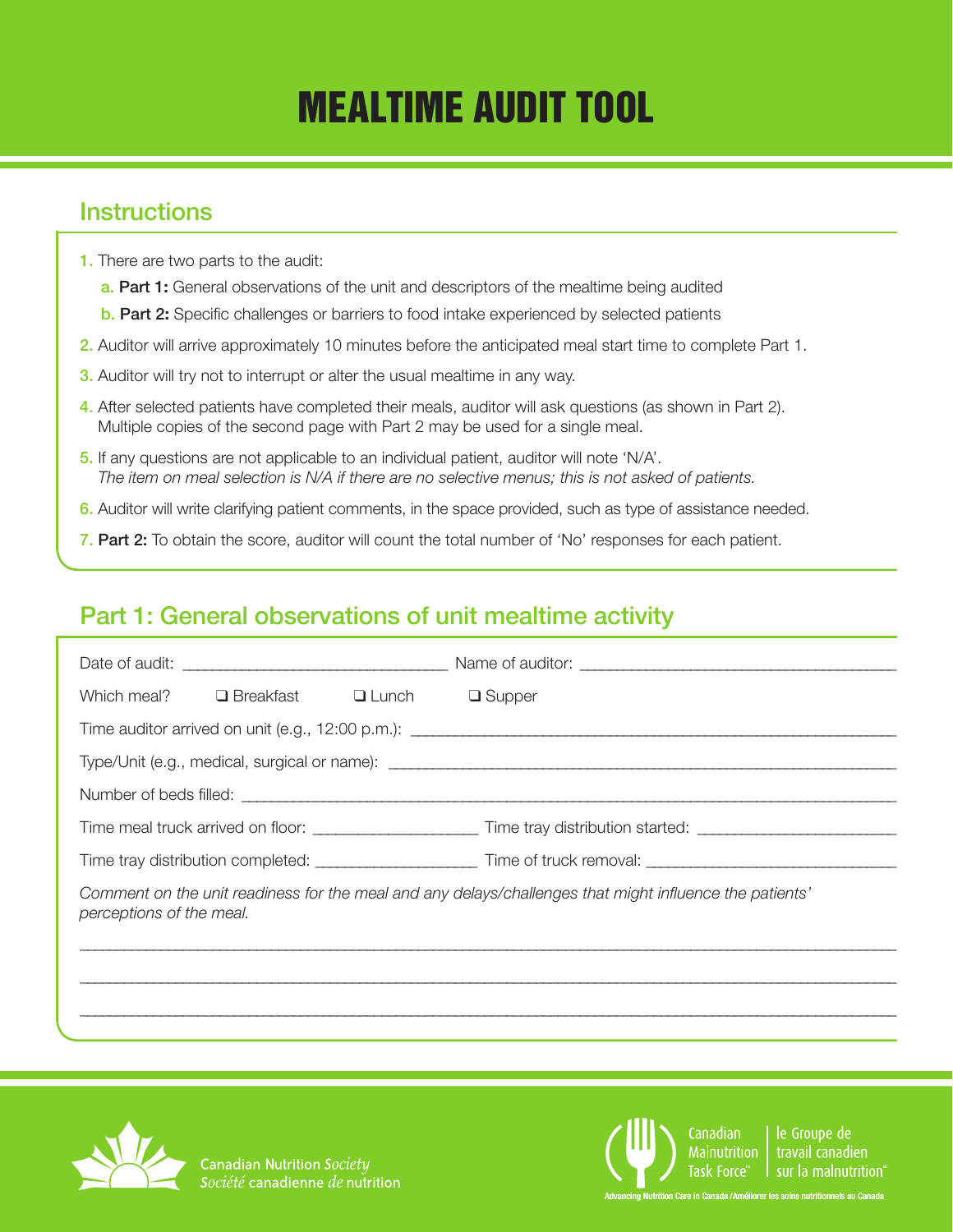# MEALTIME AUDIT TOOL

## Instructions

1. There are two parts to the audit:
   a. **Part 1:** General observations of the unit and descriptors of the mealtime being audited
   b. **Part 2:** Specific challenges or barriers to food intake experienced by selected patients
2. Auditor will arrive approximately 10 minutes before the anticipated meal start time to complete Part 1.
3. Auditor will try not to interrupt or alter the usual mealtime in any way.
4. After selected patients have completed their meals, auditor will ask questions (as shown in Part 2). Multiple copies of the second page with Part 2 may be used for a single meal.
5. If any questions are not applicable to an individual patient, auditor will note 'N/A'.
   *The item on meal selection is N/A if there are no selective menus; this is not asked of patients.*
6. Auditor will write clarifying patient comments, in the space provided, such as type of assistance needed.
7. **Part 2:** To obtain the score, auditor will count the total number of 'No' responses for each patient.

## Part 1: General observations of unit mealtime activity

Date of audit: ______________________________ Name of auditor: ____________________________________

Which meal? ❑ Breakfast ❑ Lunch ❑ Supper

Time auditor arrived on unit (e.g., 12:00 p.m.): ______________________________________________________

Type/Unit (e.g., medical, surgical or name): _________________________________________________________

Number of beds filled: ___________________________________________________________________________

Time meal truck arrived on floor: __________________ Time tray distribution started: ______________________

Time tray distribution completed: __________________ Time of truck removal: ____________________________

*Comment on the unit readiness for the meal and any delays/challenges that might influence the patients' perceptions of the meal.*

_____________________________________________________________________________________________

_____________________________________________________________________________________________

_____________________________________________________________________________________________

Canadian Nutrition *Society*
*Société* canadienne *de* nutrition

Canadian Malnutrition Task Force™ | le Groupe de travail canadien sur la malnutrition℠
Advancing Nutrition Care in Canada / Améliorer les soins nutritionnels au Canada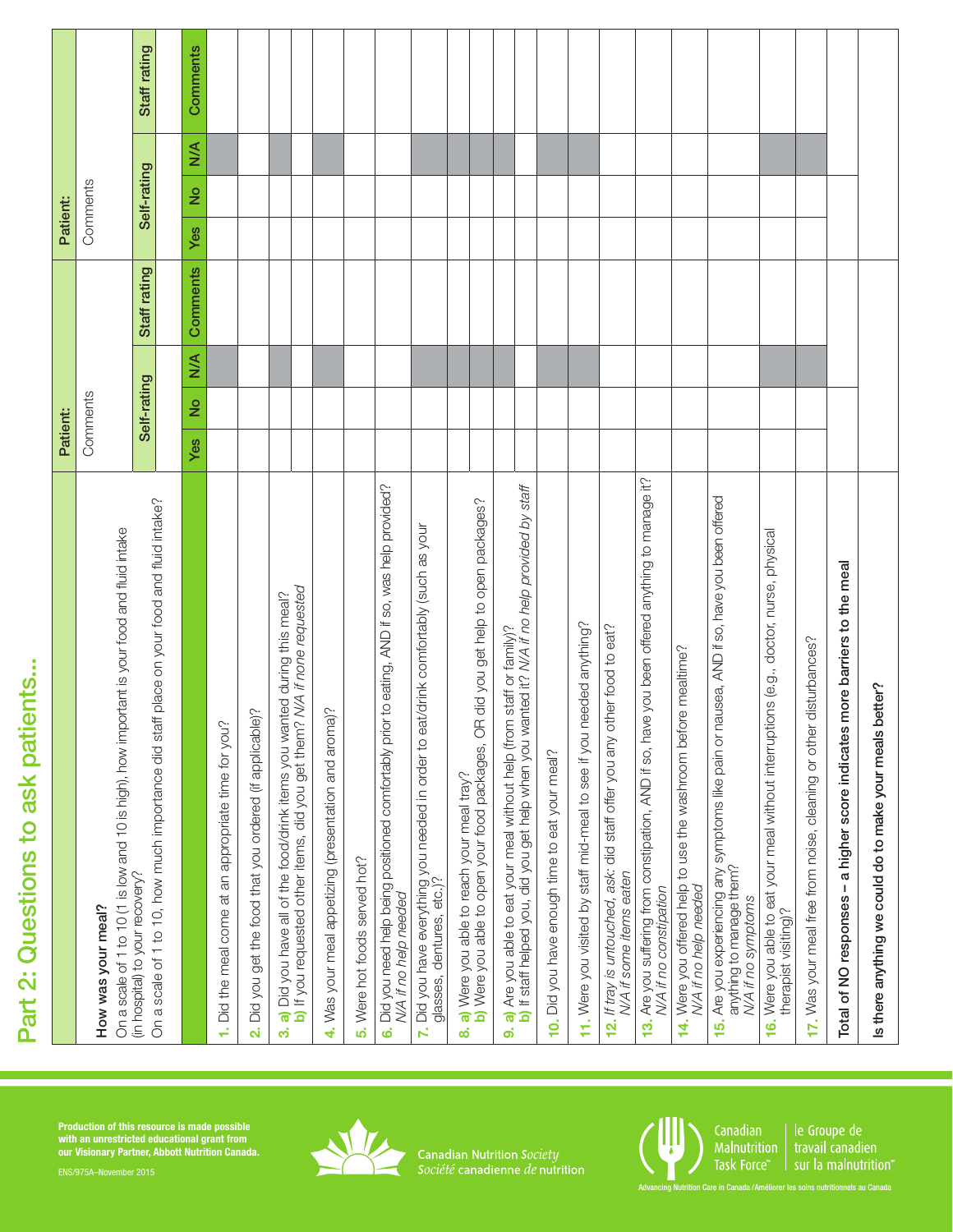# Part 2: Questions to ask patients...

| | Patient: | | | | Patient: | | | |
|---|---|---|---|---|---|---|---|---|
| **How was your meal?** | Comments | | | | Comments | | | |
| On a scale of 1 to 10 (1 is low and 10 is high), how important is your food and fluid intake (in hospital) to your recovery? | **Self-rating** | | | | **Self-rating** | | | |
| On a scale of 1 to 10, how much importance did staff place on your food and fluid intake? | **Staff rating** | | | | **Staff rating** | | | |
| | **Yes** | **No** | **N/A** | **Comments** | **Yes** | **No** | **N/A** | **Comments** |
| **1.** Did the meal come at an appropriate time for you? | | | | | | | | |
| **2.** Did you get the food that you ordered (if applicable)? | | | | | | | | |
| **3. a)** Did you have all of the food/drink items you wanted during this meal? | | | | | | | | |
| **b)** If you requested other items, did you get them? *N/A if none requested* | | | | | | | | |
| **4.** Was your meal appetizing (presentation and aroma)? | | | | | | | | |
| **5.** Were hot foods served hot? | | | | | | | | |
| **6.** Did you need help being positioned comfortably prior to eating, AND if so, was help provided? *N/A if no help needed* | | | | | | | | |
| **7.** Did you have everything you needed in order to eat/drink comfortably (such as your glasses, dentures, etc.)? | | | | | | | | |
| **8. a)** Were you able to reach your meal tray? | | | | | | | | |
| **b)** Were you able to open your food packages, OR did you get help to open packages? | | | | | | | | |
| **9. a)** Are you able to eat your meal without help (from staff or family)? | | | | | | | | |
| **b)** If staff helped you, did you get help when you wanted it? *N/A if no help provided by staff* | | | | | | | | |
| **10.** Did you have enough time to eat your meal? | | | | | | | | |
| **11.** Were you visited by staff mid-meal to see if you needed anything? | | | | | | | | |
| **12.** *If tray is untouched, ask:* did staff offer you any other food to eat? *N/A if some items eaten* | | | | | | | | |
| **13.** Are you suffering from constipation, AND if so, have you been offered anything to manage it? *N/A if no constipation* | | | | | | | | |
| **14.** Were you offered help to use the washroom before mealtime? *N/A if no help needed* | | | | | | | | |
| **15.** Are you experiencing any symptoms like pain or nausea, AND if so, have you been offered anything to manage them? *N/A if no symptoms* | | | | | | | | |
| **16.** Were you able to eat your meal without interruptions (e.g., doctor, nurse, physical therapist visiting)? | | | | | | | | |
| **17.** Was your meal free from noise, cleaning or other disturbances? | | | | | | | | |
| **Total of NO responses – a higher score indicates more barriers to the meal** | | | | | | | | |
| **Is there anything we could do to make your meals better?** | | | | | | | | |

**Production of this resource is made possible with an unrestricted educational grant from our Visionary Partner, Abbott Nutrition Canada.**

ENS/975A–November 2015

Canadian Nutrition *Society*
*Société* canadienne *de* nutrition

Canadian Malnutrition Task Force™ | le Groupe de travail canadien sur la malnutrition™

Advancing Nutrition Care in Canada / Améliorer les soins nutritionnels au Canada